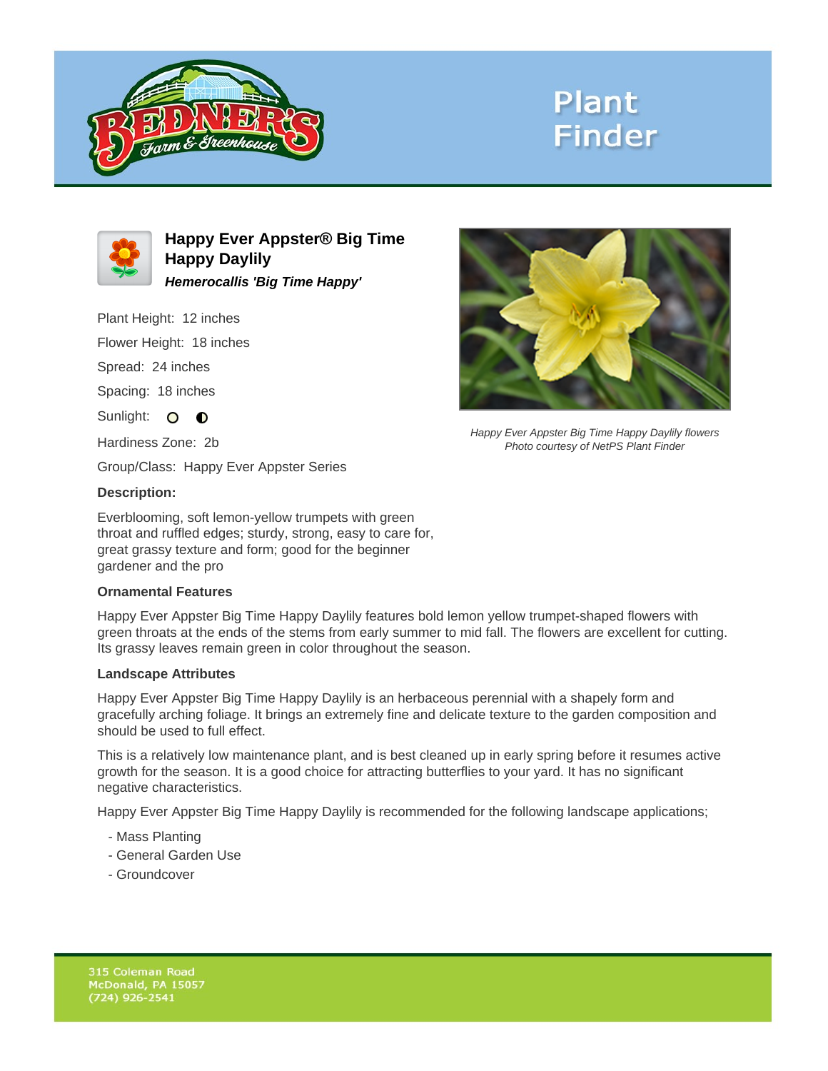Plant Finder

# Happy Ever Appster® Big Time Happy Daylily

***Hemerocallis 'Big Time Happy'***

Plant Height: 12 inches

Flower Height: 18 inches

Spread: 24 inches

Spacing: 18 inches

Sunlight: ○ ◐

Hardiness Zone: 2b

Group/Class: Happy Ever Appster Series

**Description:**

Everblooming, soft lemon-yellow trumpets with green throat and ruffled edges; sturdy, strong, easy to care for, great grassy texture and form; good for the beginner gardener and the pro

*Happy Ever Appster Big Time Happy Daylily flowers*
*Photo courtesy of NetPS Plant Finder*

### Ornamental Features

Happy Ever Appster Big Time Happy Daylily features bold lemon yellow trumpet-shaped flowers with green throats at the ends of the stems from early summer to mid fall. The flowers are excellent for cutting. Its grassy leaves remain green in color throughout the season.

### Landscape Attributes

Happy Ever Appster Big Time Happy Daylily is an herbaceous perennial with a shapely form and gracefully arching foliage. It brings an extremely fine and delicate texture to the garden composition and should be used to full effect.

This is a relatively low maintenance plant, and is best cleaned up in early spring before it resumes active growth for the season. It is a good choice for attracting butterflies to your yard. It has no significant negative characteristics.

Happy Ever Appster Big Time Happy Daylily is recommended for the following landscape applications;

- Mass Planting
- General Garden Use
- Groundcover

315 Coleman Road
McDonald, PA 15057
(724) 926-2541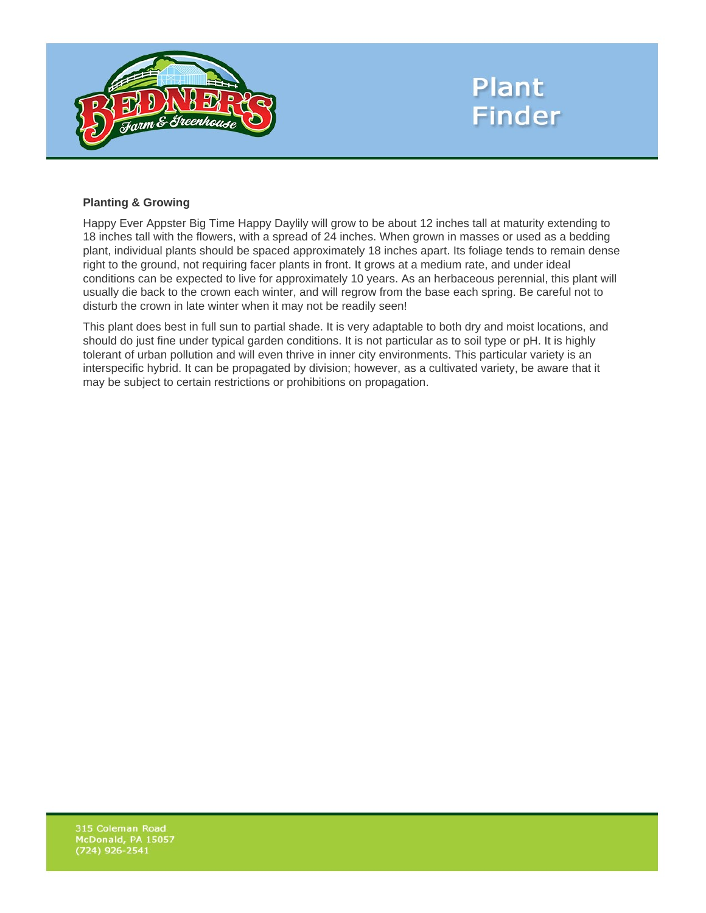**Planting & Growing**

Happy Ever Appster Big Time Happy Daylily will grow to be about 12 inches tall at maturity extending to 18 inches tall with the flowers, with a spread of 24 inches. When grown in masses or used as a bedding plant, individual plants should be spaced approximately 18 inches apart. Its foliage tends to remain dense right to the ground, not requiring facer plants in front. It grows at a medium rate, and under ideal conditions can be expected to live for approximately 10 years. As an herbaceous perennial, this plant will usually die back to the crown each winter, and will regrow from the base each spring. Be careful not to disturb the crown in late winter when it may not be readily seen!

This plant does best in full sun to partial shade. It is very adaptable to both dry and moist locations, and should do just fine under typical garden conditions. It is not particular as to soil type or pH. It is highly tolerant of urban pollution and will even thrive in inner city environments. This particular variety is an interspecific hybrid. It can be propagated by division; however, as a cultivated variety, be aware that it may be subject to certain restrictions or prohibitions on propagation.